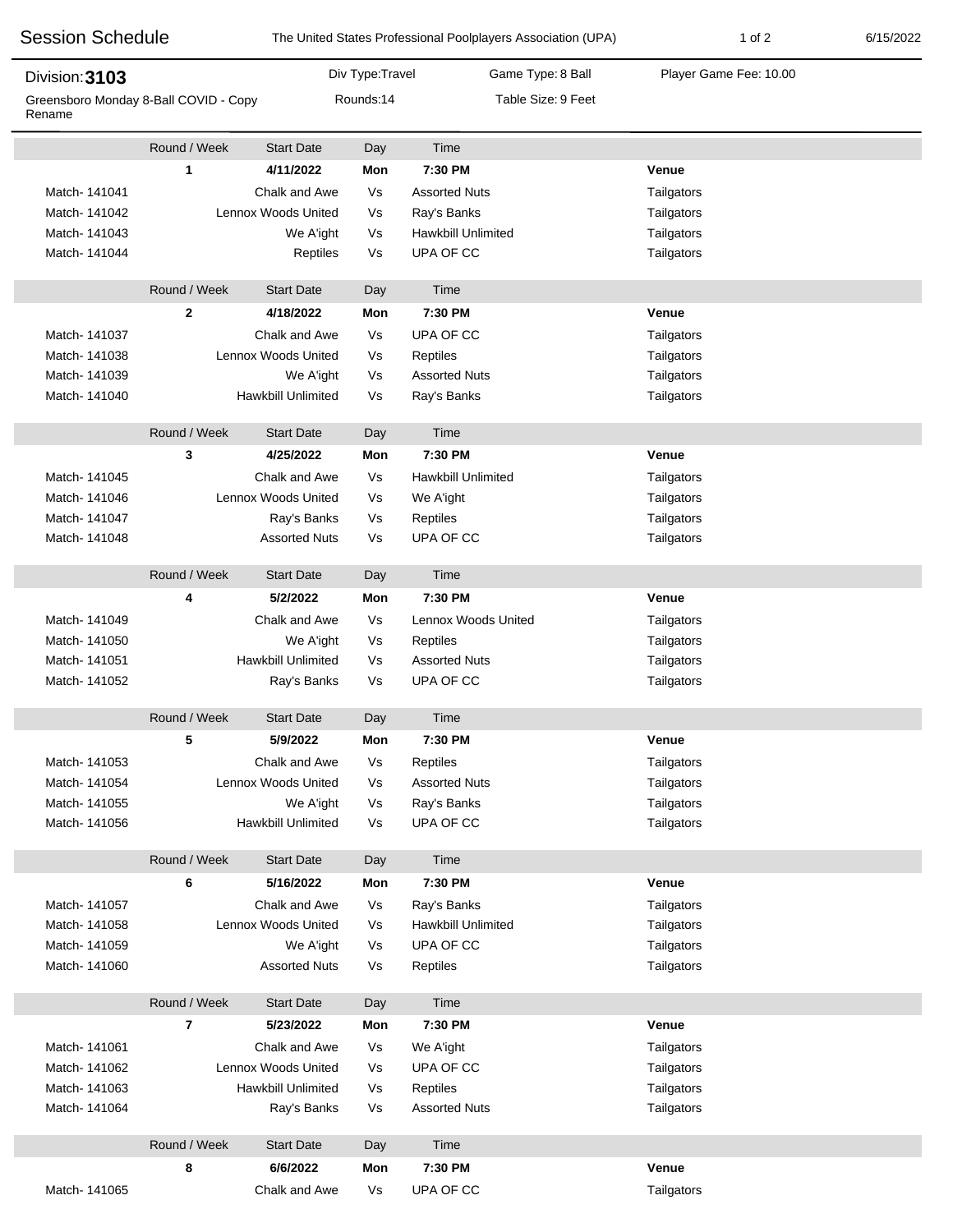# Session Schedule

The United States Professional Poolplayers Association (UPA) — 6/15/2022

**Division: 3103**

Greensboro Monday 8-Ball COVID - Copy Rename

Div Type: Travel | Game Type: 8 Ball | Player Game Fee: 10.00

Rounds: 14 | Table Size: 9 Feet

| | Round / Week | Start Date | Day | Time | Venue |
|---|---|---|---|---|---|
| | **1** | **4/11/2022** | **Mon** | **7:30 PM** | **Venue** |
| Match- 141041 | | Chalk and Awe | Vs | Assorted Nuts | Tailgators |
| Match- 141042 | | Lennox Woods United | Vs | Ray's Banks | Tailgators |
| Match- 141043 | | We A'ight | Vs | Hawkbill Unlimited | Tailgators |
| Match- 141044 | | Reptiles | Vs | UPA OF CC | Tailgators |
| | Round / Week | Start Date | Day | Time | |
| | **2** | **4/18/2022** | **Mon** | **7:30 PM** | **Venue** |
| Match- 141037 | | Chalk and Awe | Vs | UPA OF CC | Tailgators |
| Match- 141038 | | Lennox Woods United | Vs | Reptiles | Tailgators |
| Match- 141039 | | We A'ight | Vs | Assorted Nuts | Tailgators |
| Match- 141040 | | Hawkbill Unlimited | Vs | Ray's Banks | Tailgators |
| | Round / Week | Start Date | Day | Time | |
| | **3** | **4/25/2022** | **Mon** | **7:30 PM** | **Venue** |
| Match- 141045 | | Chalk and Awe | Vs | Hawkbill Unlimited | Tailgators |
| Match- 141046 | | Lennox Woods United | Vs | We A'ight | Tailgators |
| Match- 141047 | | Ray's Banks | Vs | Reptiles | Tailgators |
| Match- 141048 | | Assorted Nuts | Vs | UPA OF CC | Tailgators |
| | Round / Week | Start Date | Day | Time | |
| | **4** | **5/2/2022** | **Mon** | **7:30 PM** | **Venue** |
| Match- 141049 | | Chalk and Awe | Vs | Lennox Woods United | Tailgators |
| Match- 141050 | | We A'ight | Vs | Reptiles | Tailgators |
| Match- 141051 | | Hawkbill Unlimited | Vs | Assorted Nuts | Tailgators |
| Match- 141052 | | Ray's Banks | Vs | UPA OF CC | Tailgators |
| | Round / Week | Start Date | Day | Time | |
| | **5** | **5/9/2022** | **Mon** | **7:30 PM** | **Venue** |
| Match- 141053 | | Chalk and Awe | Vs | Reptiles | Tailgators |
| Match- 141054 | | Lennox Woods United | Vs | Assorted Nuts | Tailgators |
| Match- 141055 | | We A'ight | Vs | Ray's Banks | Tailgators |
| Match- 141056 | | Hawkbill Unlimited | Vs | UPA OF CC | Tailgators |
| | Round / Week | Start Date | Day | Time | |
| | **6** | **5/16/2022** | **Mon** | **7:30 PM** | **Venue** |
| Match- 141057 | | Chalk and Awe | Vs | Ray's Banks | Tailgators |
| Match- 141058 | | Lennox Woods United | Vs | Hawkbill Unlimited | Tailgators |
| Match- 141059 | | We A'ight | Vs | UPA OF CC | Tailgators |
| Match- 141060 | | Assorted Nuts | Vs | Reptiles | Tailgators |
| | Round / Week | Start Date | Day | Time | |
| | **7** | **5/23/2022** | **Mon** | **7:30 PM** | **Venue** |
| Match- 141061 | | Chalk and Awe | Vs | We A'ight | Tailgators |
| Match- 141062 | | Lennox Woods United | Vs | UPA OF CC | Tailgators |
| Match- 141063 | | Hawkbill Unlimited | Vs | Reptiles | Tailgators |
| Match- 141064 | | Ray's Banks | Vs | Assorted Nuts | Tailgators |
| | Round / Week | Start Date | Day | Time | |
| | **8** | **6/6/2022** | **Mon** | **7:30 PM** | **Venue** |
| Match- 141065 | | Chalk and Awe | Vs | UPA OF CC | Tailgators |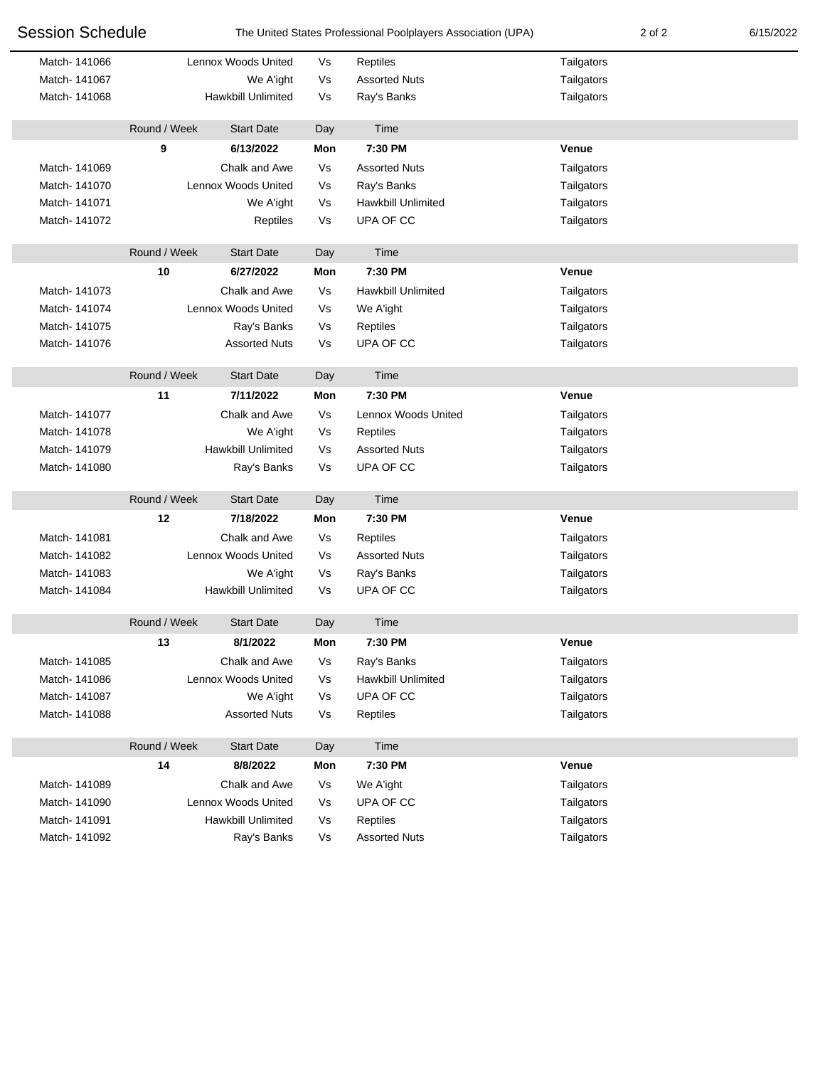| | | | | |
|---|---|---|---|---|
| Match- 141066 | Lennox Woods United | Vs | Reptiles | Tailgators |
| Match- 141067 | We A'ight | Vs | Assorted Nuts | Tailgators |
| Match- 141068 | Hawkbill Unlimited | Vs | Ray's Banks | Tailgators |

| | Round / Week | Start Date | Day | Time | |
|---|---|---|---|---|---|
| | **9** | **6/13/2022** | **Mon** | **7:30 PM** | **Venue** |
| Match- 141069 | | Chalk and Awe | Vs | Assorted Nuts | Tailgators |
| Match- 141070 | | Lennox Woods United | Vs | Ray's Banks | Tailgators |
| Match- 141071 | | We A'ight | Vs | Hawkbill Unlimited | Tailgators |
| Match- 141072 | | Reptiles | Vs | UPA OF CC | Tailgators |

| | Round / Week | Start Date | Day | Time | |
|---|---|---|---|---|---|
| | **10** | **6/27/2022** | **Mon** | **7:30 PM** | **Venue** |
| Match- 141073 | | Chalk and Awe | Vs | Hawkbill Unlimited | Tailgators |
| Match- 141074 | | Lennox Woods United | Vs | We A'ight | Tailgators |
| Match- 141075 | | Ray's Banks | Vs | Reptiles | Tailgators |
| Match- 141076 | | Assorted Nuts | Vs | UPA OF CC | Tailgators |

| | Round / Week | Start Date | Day | Time | |
|---|---|---|---|---|---|
| | **11** | **7/11/2022** | **Mon** | **7:30 PM** | **Venue** |
| Match- 141077 | | Chalk and Awe | Vs | Lennox Woods United | Tailgators |
| Match- 141078 | | We A'ight | Vs | Reptiles | Tailgators |
| Match- 141079 | | Hawkbill Unlimited | Vs | Assorted Nuts | Tailgators |
| Match- 141080 | | Ray's Banks | Vs | UPA OF CC | Tailgators |

| | Round / Week | Start Date | Day | Time | |
|---|---|---|---|---|---|
| | **12** | **7/18/2022** | **Mon** | **7:30 PM** | **Venue** |
| Match- 141081 | | Chalk and Awe | Vs | Reptiles | Tailgators |
| Match- 141082 | | Lennox Woods United | Vs | Assorted Nuts | Tailgators |
| Match- 141083 | | We A'ight | Vs | Ray's Banks | Tailgators |
| Match- 141084 | | Hawkbill Unlimited | Vs | UPA OF CC | Tailgators |

| | Round / Week | Start Date | Day | Time | |
|---|---|---|---|---|---|
| | **13** | **8/1/2022** | **Mon** | **7:30 PM** | **Venue** |
| Match- 141085 | | Chalk and Awe | Vs | Ray's Banks | Tailgators |
| Match- 141086 | | Lennox Woods United | Vs | Hawkbill Unlimited | Tailgators |
| Match- 141087 | | We A'ight | Vs | UPA OF CC | Tailgators |
| Match- 141088 | | Assorted Nuts | Vs | Reptiles | Tailgators |

| | Round / Week | Start Date | Day | Time | |
|---|---|---|---|---|---|
| | **14** | **8/8/2022** | **Mon** | **7:30 PM** | **Venue** |
| Match- 141089 | | Chalk and Awe | Vs | We A'ight | Tailgators |
| Match- 141090 | | Lennox Woods United | Vs | UPA OF CC | Tailgators |
| Match- 141091 | | Hawkbill Unlimited | Vs | Reptiles | Tailgators |
| Match- 141092 | | Ray's Banks | Vs | Assorted Nuts | Tailgators |